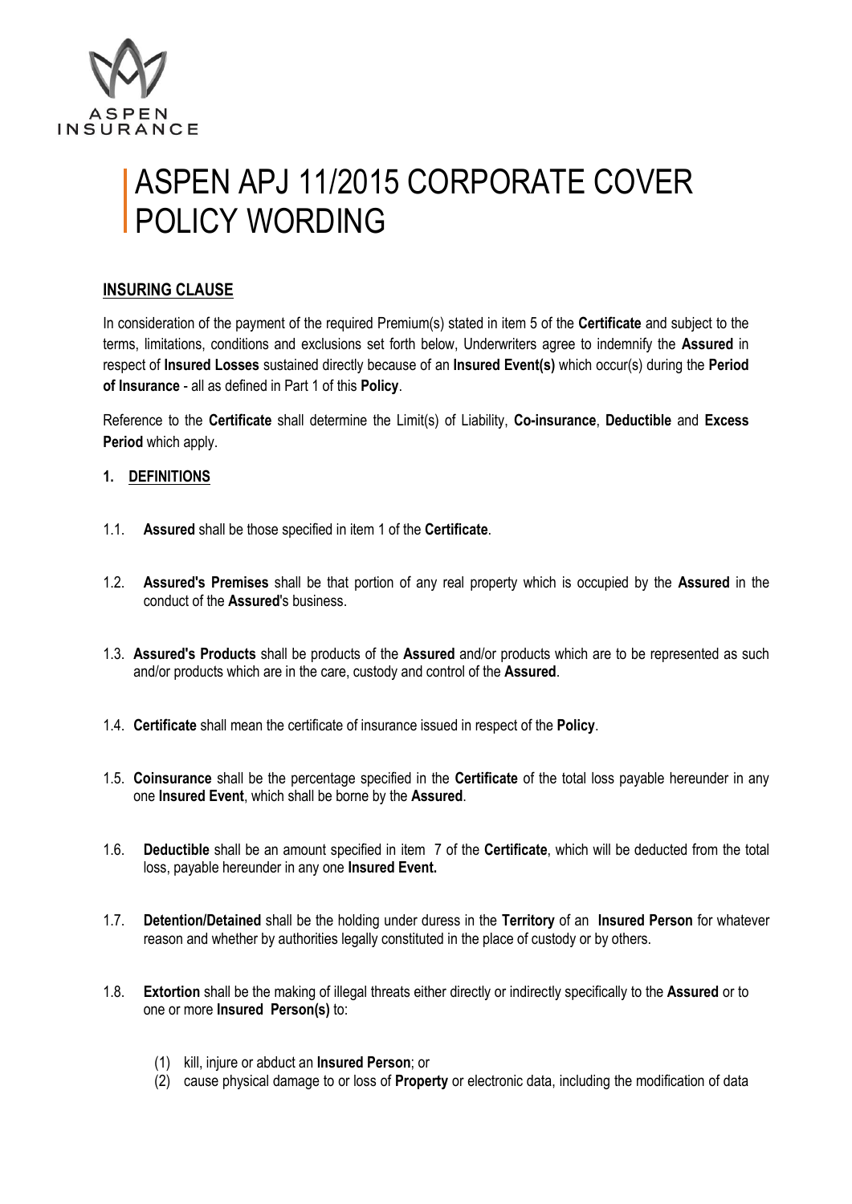# ASPEN APJ 11/2015 CORPORATE COVER POLICY WORDING

## INSURING CLAUSE

In consideration of the payment of the required Premium(s) stated in item 5 of the **Certificate** and subject to the terms, limitations, conditions and exclusions set forth below, Underwriters agree to indemnify the **Assured** in respect of **Insured Losses** sustained directly because of an **Insured Event(s)** which occur(s) during the **Period of Insurance** - all as defined in Part 1 of this **Policy**.

Reference to the **Certificate** shall determine the Limit(s) of Liability, **Co-insurance**, **Deductible** and **Excess Period** which apply.

## 1. DEFINITIONS

1.1. **Assured** shall be those specified in item 1 of the **Certificate**.

1.2. **Assured's Premises** shall be that portion of any real property which is occupied by the **Assured** in the conduct of the **Assured**'s business.

1.3. **Assured's Products** shall be products of the **Assured** and/or products which are to be represented as such and/or products which are in the care, custody and control of the **Assured**.

1.4. **Certificate** shall mean the certificate of insurance issued in respect of the **Policy**.

1.5. **Coinsurance** shall be the percentage specified in the **Certificate** of the total loss payable hereunder in any one **Insured Event**, which shall be borne by the **Assured**.

1.6. **Deductible** shall be an amount specified in item 7 of the **Certificate**, which will be deducted from the total loss, payable hereunder in any one **Insured Event.**

1.7. **Detention/Detained** shall be the holding under duress in the **Territory** of an **Insured Person** for whatever reason and whether by authorities legally constituted in the place of custody or by others.

1.8. **Extortion** shall be the making of illegal threats either directly or indirectly specifically to the **Assured** or to one or more **Insured Person(s)** to:

(1) kill, injure or abduct an **Insured Person**; or
(2) cause physical damage to or loss of **Property** or electronic data, including the modification of data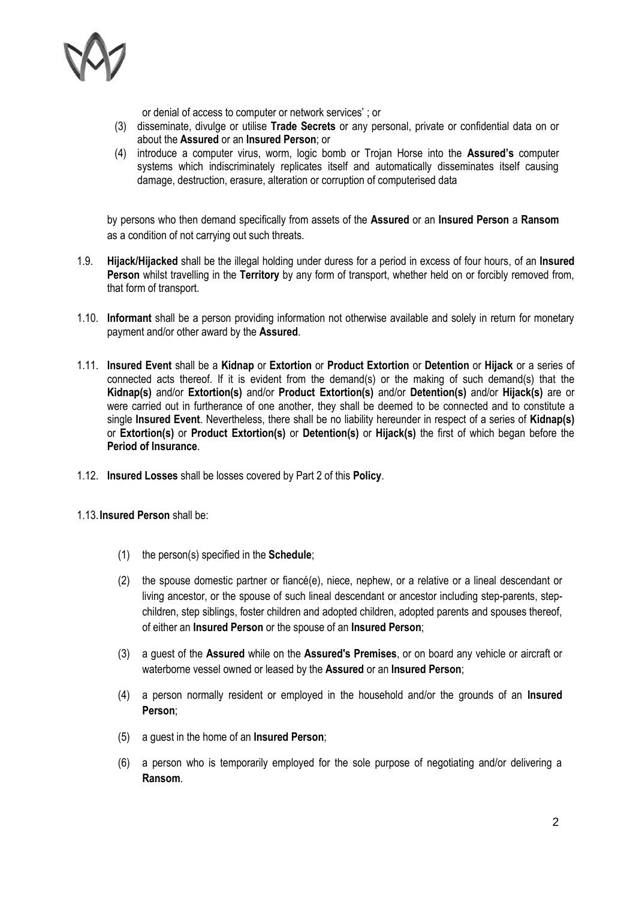or denial of access to computer or network services' ; or

(3) disseminate, divulge or utilise **Trade Secrets** or any personal, private or confidential data on or about the **Assured** or an **Insured Person**; or

(4) introduce a computer virus, worm, logic bomb or Trojan Horse into the **Assured's** computer systems which indiscriminately replicates itself and automatically disseminates itself causing damage, destruction, erasure, alteration or corruption of computerised data

by persons who then demand specifically from assets of the **Assured** or an **Insured Person** a **Ransom** as a condition of not carrying out such threats.

1.9. **Hijack/Hijacked** shall be the illegal holding under duress for a period in excess of four hours, of an **Insured Person** whilst travelling in the **Territory** by any form of transport, whether held on or forcibly removed from, that form of transport.

1.10. **Informant** shall be a person providing information not otherwise available and solely in return for monetary payment and/or other award by the **Assured**.

1.11. **Insured Event** shall be a **Kidnap** or **Extortion** or **Product Extortion** or **Detention** or **Hijack** or a series of connected acts thereof. If it is evident from the demand(s) or the making of such demand(s) that the **Kidnap(s)** and/or **Extortion(s)** and/or **Product Extortion(s)** and/or **Detention(s)** and/or **Hijack(s)** are or were carried out in furtherance of one another, they shall be deemed to be connected and to constitute a single **Insured Event**. Nevertheless, there shall be no liability hereunder in respect of a series of **Kidnap(s)** or **Extortion(s)** or **Product Extortion(s)** or **Detention(s)** or **Hijack(s)** the first of which began before the **Period of Insurance**.

1.12. **Insured Losses** shall be losses covered by Part 2 of this **Policy**.

1.13. **Insured Person** shall be:

(1) the person(s) specified in the **Schedule**;

(2) the spouse domestic partner or fiancé(e), niece, nephew, or a relative or a lineal descendant or living ancestor, or the spouse of such lineal descendant or ancestor including step-parents, step-children, step siblings, foster children and adopted children, adopted parents and spouses thereof, of either an **Insured Person** or the spouse of an **Insured Person**;

(3) a guest of the **Assured** while on the **Assured's Premises**, or on board any vehicle or aircraft or waterborne vessel owned or leased by the **Assured** or an **Insured Person**;

(4) a person normally resident or employed in the household and/or the grounds of an **Insured Person**;

(5) a guest in the home of an **Insured Person**;

(6) a person who is temporarily employed for the sole purpose of negotiating and/or delivering a **Ransom**.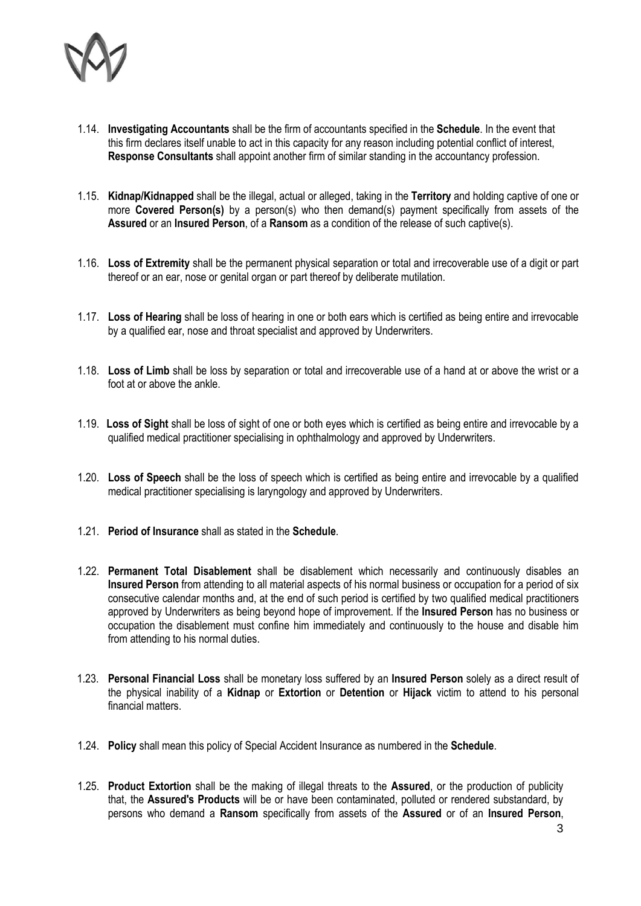1.14. **Investigating Accountants** shall be the firm of accountants specified in the **Schedule**. In the event that this firm declares itself unable to act in this capacity for any reason including potential conflict of interest, **Response Consultants** shall appoint another firm of similar standing in the accountancy profession.

1.15. **Kidnap/Kidnapped** shall be the illegal, actual or alleged, taking in the **Territory** and holding captive of one or more **Covered Person(s)** by a person(s) who then demand(s) payment specifically from assets of the **Assured** or an **Insured Person**, of a **Ransom** as a condition of the release of such captive(s).

1.16. **Loss of Extremity** shall be the permanent physical separation or total and irrecoverable use of a digit or part thereof or an ear, nose or genital organ or part thereof by deliberate mutilation.

1.17. **Loss of Hearing** shall be loss of hearing in one or both ears which is certified as being entire and irrevocable by a qualified ear, nose and throat specialist and approved by Underwriters.

1.18. **Loss of Limb** shall be loss by separation or total and irrecoverable use of a hand at or above the wrist or a foot at or above the ankle.

1.19. **Loss of Sight** shall be loss of sight of one or both eyes which is certified as being entire and irrevocable by a qualified medical practitioner specialising in ophthalmology and approved by Underwriters.

1.20. **Loss of Speech** shall be the loss of speech which is certified as being entire and irrevocable by a qualified medical practitioner specialising is laryngology and approved by Underwriters.

1.21. **Period of Insurance** shall as stated in the **Schedule**.

1.22. **Permanent Total Disablement** shall be disablement which necessarily and continuously disables an **Insured Person** from attending to all material aspects of his normal business or occupation for a period of six consecutive calendar months and, at the end of such period is certified by two qualified medical practitioners approved by Underwriters as being beyond hope of improvement. If the **Insured Person** has no business or occupation the disablement must confine him immediately and continuously to the house and disable him from attending to his normal duties.

1.23. **Personal Financial Loss** shall be monetary loss suffered by an **Insured Person** solely as a direct result of the physical inability of a **Kidnap** or **Extortion** or **Detention** or **Hijack** victim to attend to his personal financial matters.

1.24. **Policy** shall mean this policy of Special Accident Insurance as numbered in the **Schedule**.

1.25. **Product Extortion** shall be the making of illegal threats to the **Assured**, or the production of publicity that, the **Assured's Products** will be or have been contaminated, polluted or rendered substandard, by persons who demand a **Ransom** specifically from assets of the **Assured** or of an **Insured Person**,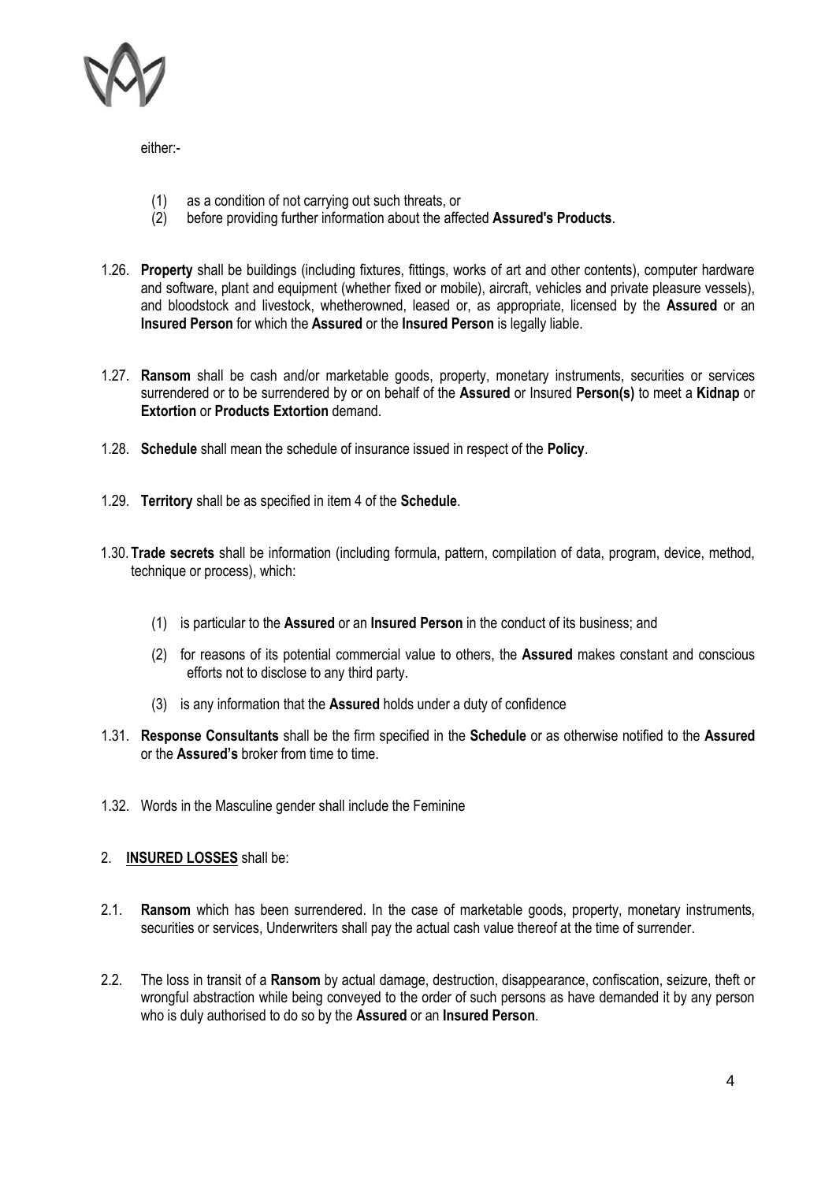either:-

(1) as a condition of not carrying out such threats, or
(2) before providing further information about the affected **Assured's Products**.

1.26. **Property** shall be buildings (including fixtures, fittings, works of art and other contents), computer hardware and software, plant and equipment (whether fixed or mobile), aircraft, vehicles and private pleasure vessels), and bloodstock and livestock, whetherowned, leased or, as appropriate, licensed by the **Assured** or an **Insured Person** for which the **Assured** or the **Insured Person** is legally liable.

1.27. **Ransom** shall be cash and/or marketable goods, property, monetary instruments, securities or services surrendered or to be surrendered by or on behalf of the **Assured** or Insured **Person(s)** to meet a **Kidnap** or **Extortion** or **Products Extortion** demand.

1.28. **Schedule** shall mean the schedule of insurance issued in respect of the **Policy**.

1.29. **Territory** shall be as specified in item 4 of the **Schedule**.

1.30. **Trade secrets** shall be information (including formula, pattern, compilation of data, program, device, method, technique or process), which:

(1) is particular to the **Assured** or an **Insured Person** in the conduct of its business; and

(2) for reasons of its potential commercial value to others, the **Assured** makes constant and conscious efforts not to disclose to any third party.

(3) is any information that the **Assured** holds under a duty of confidence

1.31. **Response Consultants** shall be the firm specified in the **Schedule** or as otherwise notified to the **Assured** or the **Assured's** broker from time to time.

1.32. Words in the Masculine gender shall include the Feminine

2. **INSURED LOSSES** shall be:

2.1. **Ransom** which has been surrendered. In the case of marketable goods, property, monetary instruments, securities or services, Underwriters shall pay the actual cash value thereof at the time of surrender.

2.2. The loss in transit of a **Ransom** by actual damage, destruction, disappearance, confiscation, seizure, theft or wrongful abstraction while being conveyed to the order of such persons as have demanded it by any person who is duly authorised to do so by the **Assured** or an **Insured Person**.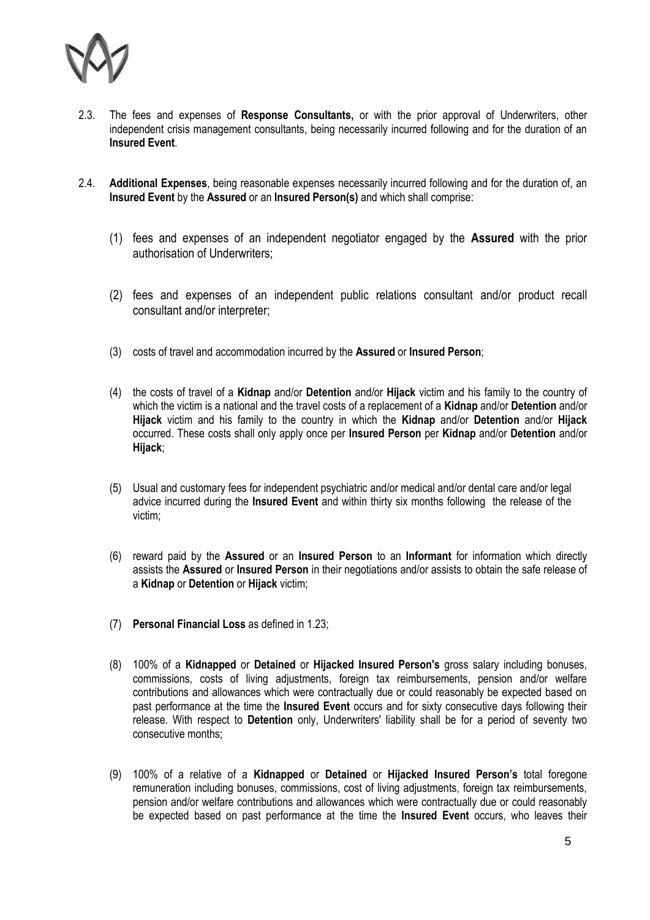2.3. The fees and expenses of **Response Consultants,** or with the prior approval of Underwriters, other independent crisis management consultants, being necessarily incurred following and for the duration of an **Insured Event**.

2.4. **Additional Expenses**, being reasonable expenses necessarily incurred following and for the duration of, an **Insured Event** by the **Assured** or an **Insured Person(s)** and which shall comprise:

(1) fees and expenses of an independent negotiator engaged by the **Assured** with the prior authorisation of Underwriters;

(2) fees and expenses of an independent public relations consultant and/or product recall consultant and/or interpreter;

(3) costs of travel and accommodation incurred by the **Assured** or **Insured Person**;

(4) the costs of travel of a **Kidnap** and/or **Detention** and/or **Hijack** victim and his family to the country of which the victim is a national and the travel costs of a replacement of a **Kidnap** and/or **Detention** and/or **Hijack** victim and his family to the country in which the **Kidnap** and/or **Detention** and/or **Hijack** occurred. These costs shall only apply once per **Insured Person** per **Kidnap** and/or **Detention** and/or **Hijack**;

(5) Usual and customary fees for independent psychiatric and/or medical and/or dental care and/or legal advice incurred during the **Insured Event** and within thirty six months following the release of the victim;

(6) reward paid by the **Assured** or an **Insured Person** to an **Informant** for information which directly assists the **Assured** or **Insured Person** in their negotiations and/or assists to obtain the safe release of a **Kidnap** or **Detention** or **Hijack** victim;

(7) **Personal Financial Loss** as defined in 1.23;

(8) 100% of a **Kidnapped** or **Detained** or **Hijacked Insured Person's** gross salary including bonuses, commissions, costs of living adjustments, foreign tax reimbursements, pension and/or welfare contributions and allowances which were contractually due or could reasonably be expected based on past performance at the time the **Insured Event** occurs and for sixty consecutive days following their release. With respect to **Detention** only, Underwriters' liability shall be for a period of seventy two consecutive months;

(9) 100% of a relative of a **Kidnapped** or **Detained** or **Hijacked Insured Person's** total foregone remuneration including bonuses, commissions, cost of living adjustments, foreign tax reimbursements, pension and/or welfare contributions and allowances which were contractually due or could reasonably be expected based on past performance at the time the **Insured Event** occurs, who leaves their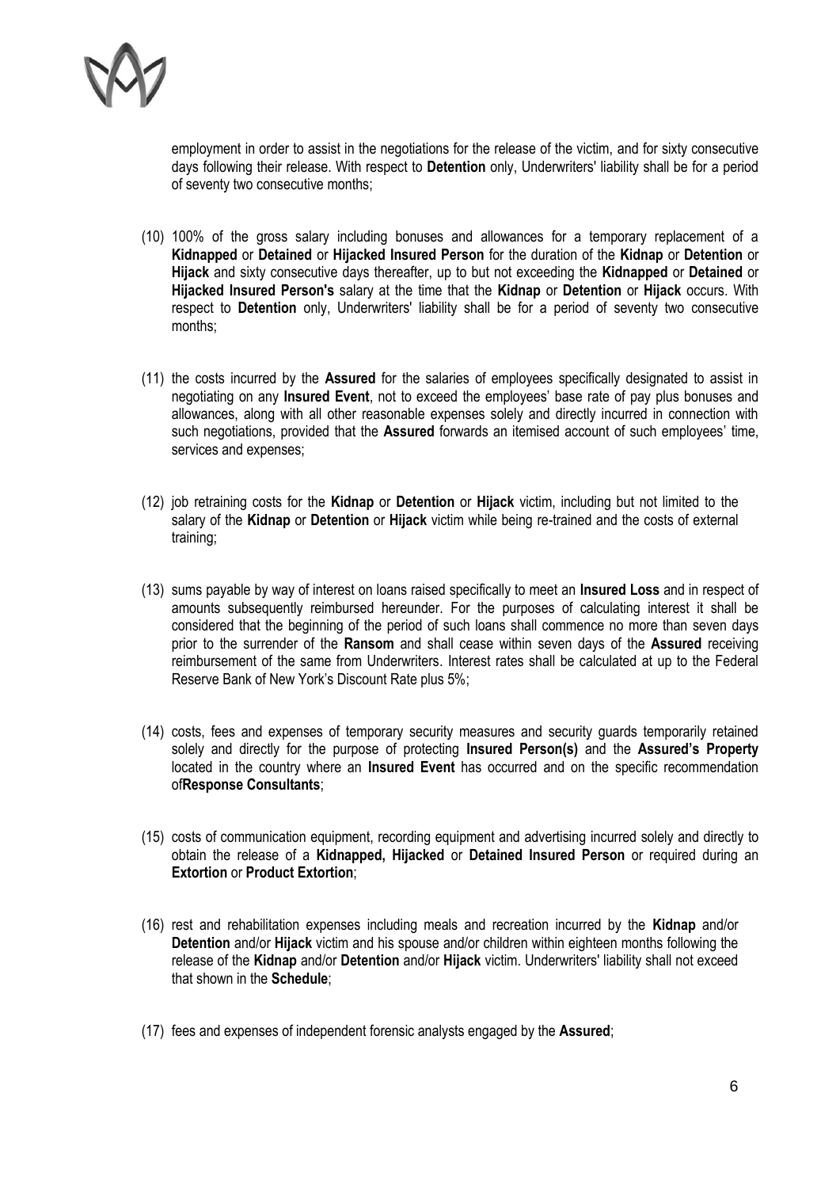employment in order to assist in the negotiations for the release of the victim, and for sixty consecutive days following their release. With respect to **Detention** only, Underwriters' liability shall be for a period of seventy two consecutive months;

(10) 100% of the gross salary including bonuses and allowances for a temporary replacement of a **Kidnapped** or **Detained** or **Hijacked Insured Person** for the duration of the **Kidnap** or **Detention** or **Hijack** and sixty consecutive days thereafter, up to but not exceeding the **Kidnapped** or **Detained** or **Hijacked Insured Person's** salary at the time that the **Kidnap** or **Detention** or **Hijack** occurs. With respect to **Detention** only, Underwriters' liability shall be for a period of seventy two consecutive months;

(11) the costs incurred by the **Assured** for the salaries of employees specifically designated to assist in negotiating on any **Insured Event**, not to exceed the employees' base rate of pay plus bonuses and allowances, along with all other reasonable expenses solely and directly incurred in connection with such negotiations, provided that the **Assured** forwards an itemised account of such employees' time, services and expenses;

(12) job retraining costs for the **Kidnap** or **Detention** or **Hijack** victim, including but not limited to the salary of the **Kidnap** or **Detention** or **Hijack** victim while being re-trained and the costs of external training;

(13) sums payable by way of interest on loans raised specifically to meet an **Insured Loss** and in respect of amounts subsequently reimbursed hereunder. For the purposes of calculating interest it shall be considered that the beginning of the period of such loans shall commence no more than seven days prior to the surrender of the **Ransom** and shall cease within seven days of the **Assured** receiving reimbursement of the same from Underwriters. Interest rates shall be calculated at up to the Federal Reserve Bank of New York's Discount Rate plus 5%;

(14) costs, fees and expenses of temporary security measures and security guards temporarily retained solely and directly for the purpose of protecting **Insured Person(s)** and the **Assured's Property** located in the country where an **Insured Event** has occurred and on the specific recommendation of**Response Consultants**;

(15) costs of communication equipment, recording equipment and advertising incurred solely and directly to obtain the release of a **Kidnapped, Hijacked** or **Detained Insured Person** or required during an **Extortion** or **Product Extortion**;

(16) rest and rehabilitation expenses including meals and recreation incurred by the **Kidnap** and/or **Detention** and/or **Hijack** victim and his spouse and/or children within eighteen months following the release of the **Kidnap** and/or **Detention** and/or **Hijack** victim. Underwriters' liability shall not exceed that shown in the **Schedule**;

(17) fees and expenses of independent forensic analysts engaged by the **Assured**;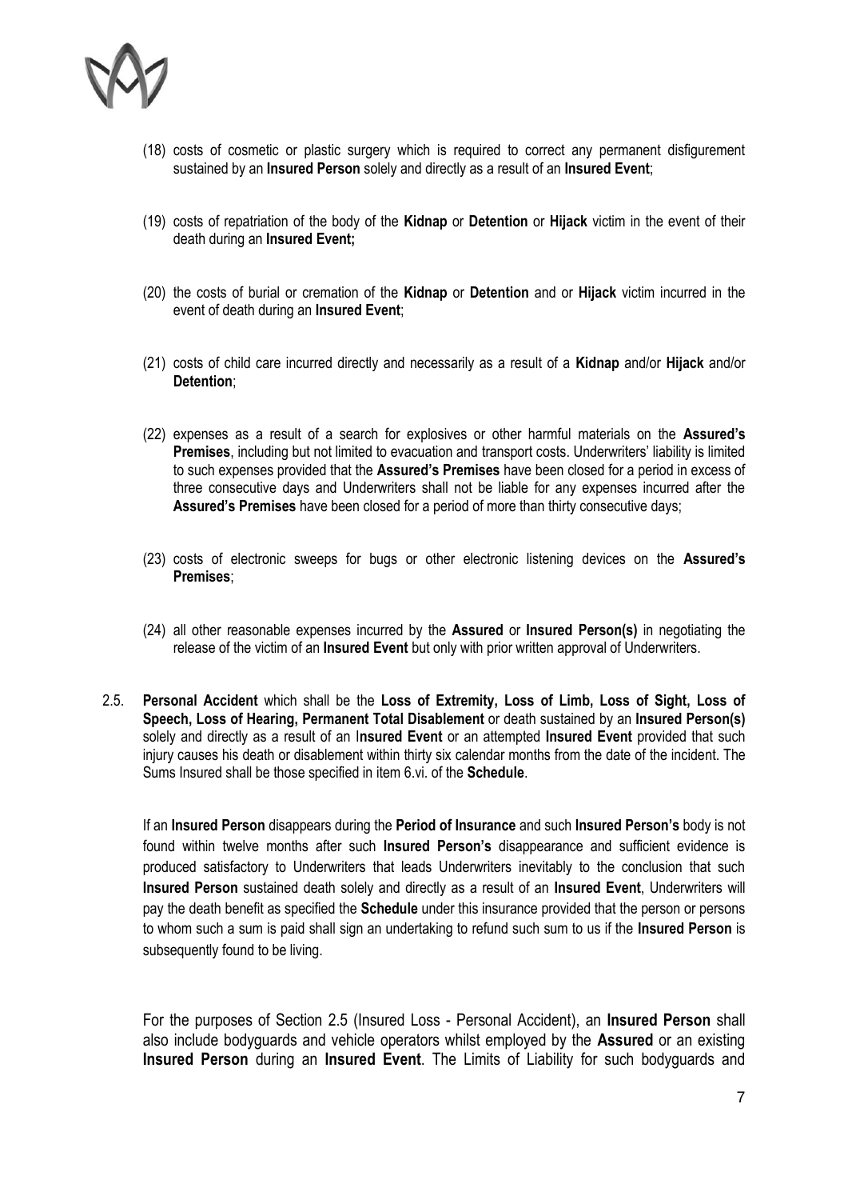(18) costs of cosmetic or plastic surgery which is required to correct any permanent disfigurement sustained by an **Insured Person** solely and directly as a result of an **Insured Event**;

(19) costs of repatriation of the body of the **Kidnap** or **Detention** or **Hijack** victim in the event of their death during an **Insured Event;**

(20) the costs of burial or cremation of the **Kidnap** or **Detention** and or **Hijack** victim incurred in the event of death during an **Insured Event**;

(21) costs of child care incurred directly and necessarily as a result of a **Kidnap** and/or **Hijack** and/or **Detention**;

(22) expenses as a result of a search for explosives or other harmful materials on the **Assured's Premises**, including but not limited to evacuation and transport costs. Underwriters' liability is limited to such expenses provided that the **Assured's Premises** have been closed for a period in excess of three consecutive days and Underwriters shall not be liable for any expenses incurred after the **Assured's Premises** have been closed for a period of more than thirty consecutive days;

(23) costs of electronic sweeps for bugs or other electronic listening devices on the **Assured's Premises**;

(24) all other reasonable expenses incurred by the **Assured** or **Insured Person(s)** in negotiating the release of the victim of an **Insured Event** but only with prior written approval of Underwriters.

2.5. **Personal Accident** which shall be the **Loss of Extremity, Loss of Limb, Loss of Sight, Loss of Speech, Loss of Hearing, Permanent Total Disablement** or death sustained by an **Insured Person(s)** solely and directly as a result of an I**nsured Event** or an attempted **Insured Event** provided that such injury causes his death or disablement within thirty six calendar months from the date of the incident. The Sums Insured shall be those specified in item 6.vi. of the **Schedule**.

If an **Insured Person** disappears during the **Period of Insurance** and such **Insured Person's** body is not found within twelve months after such **Insured Person's** disappearance and sufficient evidence is produced satisfactory to Underwriters that leads Underwriters inevitably to the conclusion that such **Insured Person** sustained death solely and directly as a result of an **Insured Event**, Underwriters will pay the death benefit as specified the **Schedule** under this insurance provided that the person or persons to whom such a sum is paid shall sign an undertaking to refund such sum to us if the **Insured Person** is subsequently found to be living.

For the purposes of Section 2.5 (Insured Loss - Personal Accident), an **Insured Person** shall also include bodyguards and vehicle operators whilst employed by the **Assured** or an existing **Insured Person** during an **Insured Event**. The Limits of Liability for such bodyguards and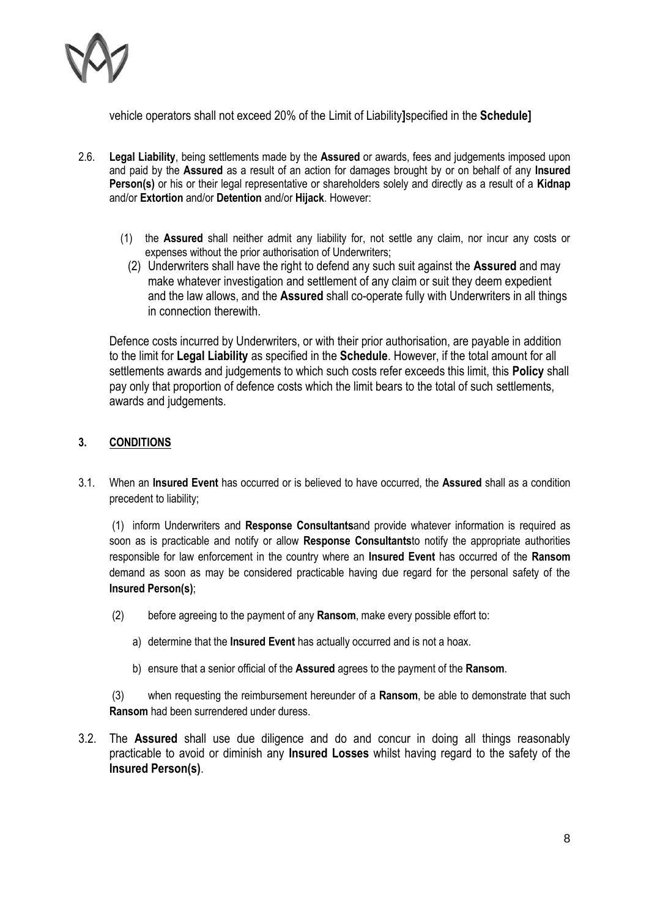vehicle operators shall not exceed 20% of the Limit of Liability**]**specified in the **Schedule]**

2.6. **Legal Liability**, being settlements made by the **Assured** or awards, fees and judgements imposed upon and paid by the **Assured** as a result of an action for damages brought by or on behalf of any **Insured Person(s)** or his or their legal representative or shareholders solely and directly as a result of a **Kidnap** and/or **Extortion** and/or **Detention** and/or **Hijack**. However:

   (1) the **Assured** shall neither admit any liability for, not settle any claim, nor incur any costs or expenses without the prior authorisation of Underwriters;

   (2) Underwriters shall have the right to defend any such suit against the **Assured** and may make whatever investigation and settlement of any claim or suit they deem expedient and the law allows, and the **Assured** shall co-operate fully with Underwriters in all things in connection therewith.

   Defence costs incurred by Underwriters, or with their prior authorisation, are payable in addition to the limit for **Legal Liability** as specified in the **Schedule**. However, if the total amount for all settlements awards and judgements to which such costs refer exceeds this limit, this **Policy** shall pay only that proportion of defence costs which the limit bears to the total of such settlements, awards and judgements.

## 3. CONDITIONS

3.1. When an **Insured Event** has occurred or is believed to have occurred, the **Assured** shall as a condition precedent to liability;

   (1) inform Underwriters and **Response Consultants**and provide whatever information is required as soon as is practicable and notify or allow **Response Consultants**to notify the appropriate authorities responsible for law enforcement in the country where an **Insured Event** has occurred of the **Ransom** demand as soon as may be considered practicable having due regard for the personal safety of the **Insured Person(s)**;

   (2) before agreeing to the payment of any **Ransom**, make every possible effort to:

      a) determine that the **Insured Event** has actually occurred and is not a hoax.

      b) ensure that a senior official of the **Assured** agrees to the payment of the **Ransom**.

   (3) when requesting the reimbursement hereunder of a **Ransom**, be able to demonstrate that such **Ransom** had been surrendered under duress.

3.2. The **Assured** shall use due diligence and do and concur in doing all things reasonably practicable to avoid or diminish any **Insured Losses** whilst having regard to the safety of the **Insured Person(s)**.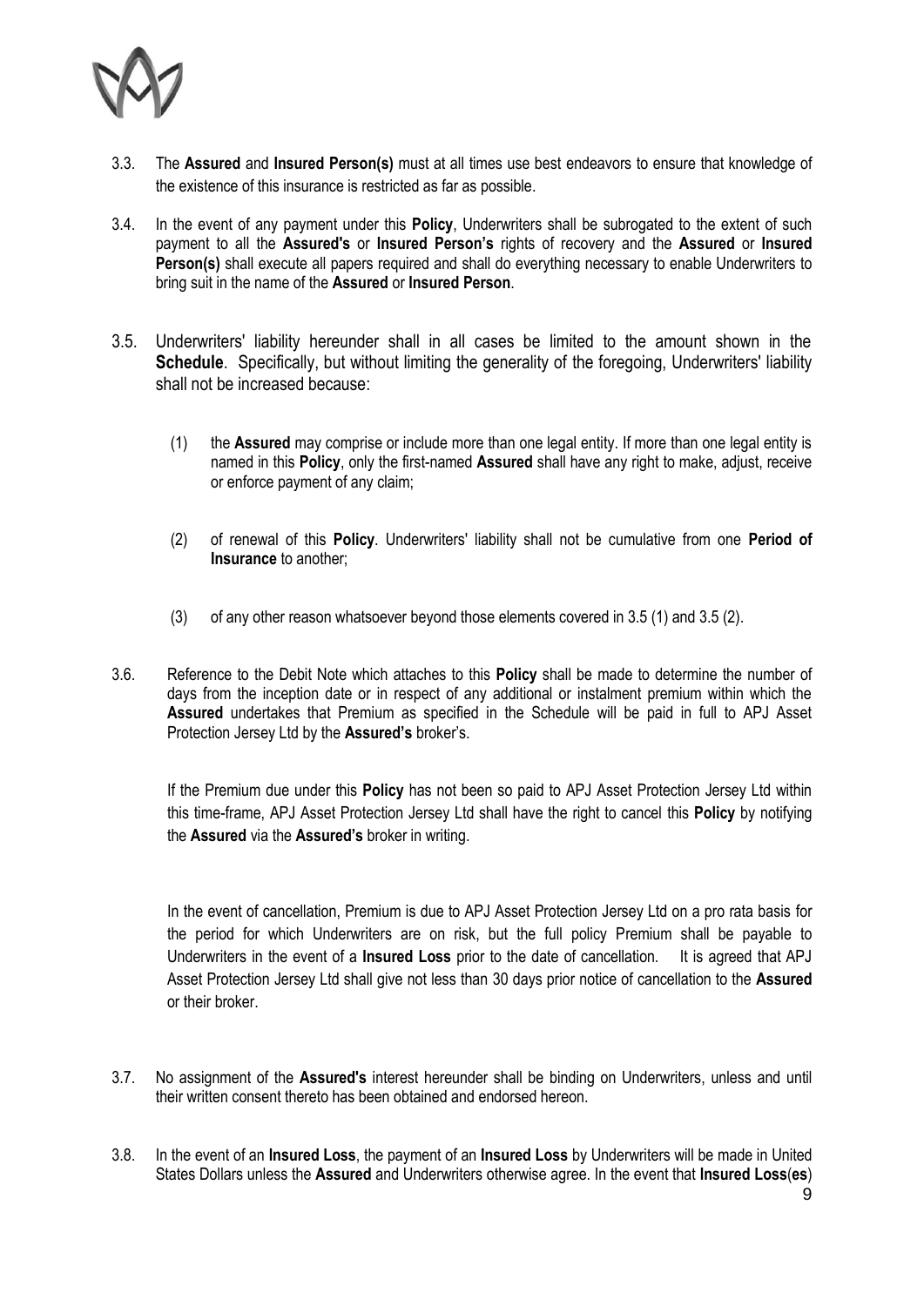3.3. The **Assured** and **Insured Person(s)** must at all times use best endeavors to ensure that knowledge of the existence of this insurance is restricted as far as possible.

3.4. In the event of any payment under this **Policy**, Underwriters shall be subrogated to the extent of such payment to all the **Assured's** or **Insured Person's** rights of recovery and the **Assured** or **Insured Person(s)** shall execute all papers required and shall do everything necessary to enable Underwriters to bring suit in the name of the **Assured** or **Insured Person**.

3.5. Underwriters' liability hereunder shall in all cases be limited to the amount shown in the **Schedule**. Specifically, but without limiting the generality of the foregoing, Underwriters' liability shall not be increased because:

(1) the **Assured** may comprise or include more than one legal entity. If more than one legal entity is named in this **Policy**, only the first-named **Assured** shall have any right to make, adjust, receive or enforce payment of any claim;

(2) of renewal of this **Policy**. Underwriters' liability shall not be cumulative from one **Period of Insurance** to another;

(3) of any other reason whatsoever beyond those elements covered in 3.5 (1) and 3.5 (2).

3.6. Reference to the Debit Note which attaches to this **Policy** shall be made to determine the number of days from the inception date or in respect of any additional or instalment premium within which the **Assured** undertakes that Premium as specified in the Schedule will be paid in full to APJ Asset Protection Jersey Ltd by the **Assured's** broker's.

If the Premium due under this **Policy** has not been so paid to APJ Asset Protection Jersey Ltd within this time-frame, APJ Asset Protection Jersey Ltd shall have the right to cancel this **Policy** by notifying the **Assured** via the **Assured's** broker in writing.

In the event of cancellation, Premium is due to APJ Asset Protection Jersey Ltd on a pro rata basis for the period for which Underwriters are on risk, but the full policy Premium shall be payable to Underwriters in the event of a **Insured Loss** prior to the date of cancellation. It is agreed that APJ Asset Protection Jersey Ltd shall give not less than 30 days prior notice of cancellation to the **Assured** or their broker.

3.7. No assignment of the **Assured's** interest hereunder shall be binding on Underwriters, unless and until their written consent thereto has been obtained and endorsed hereon.

3.8. In the event of an **Insured Loss**, the payment of an **Insured Loss** by Underwriters will be made in United States Dollars unless the **Assured** and Underwriters otherwise agree. In the event that **Insured Loss**(**es**)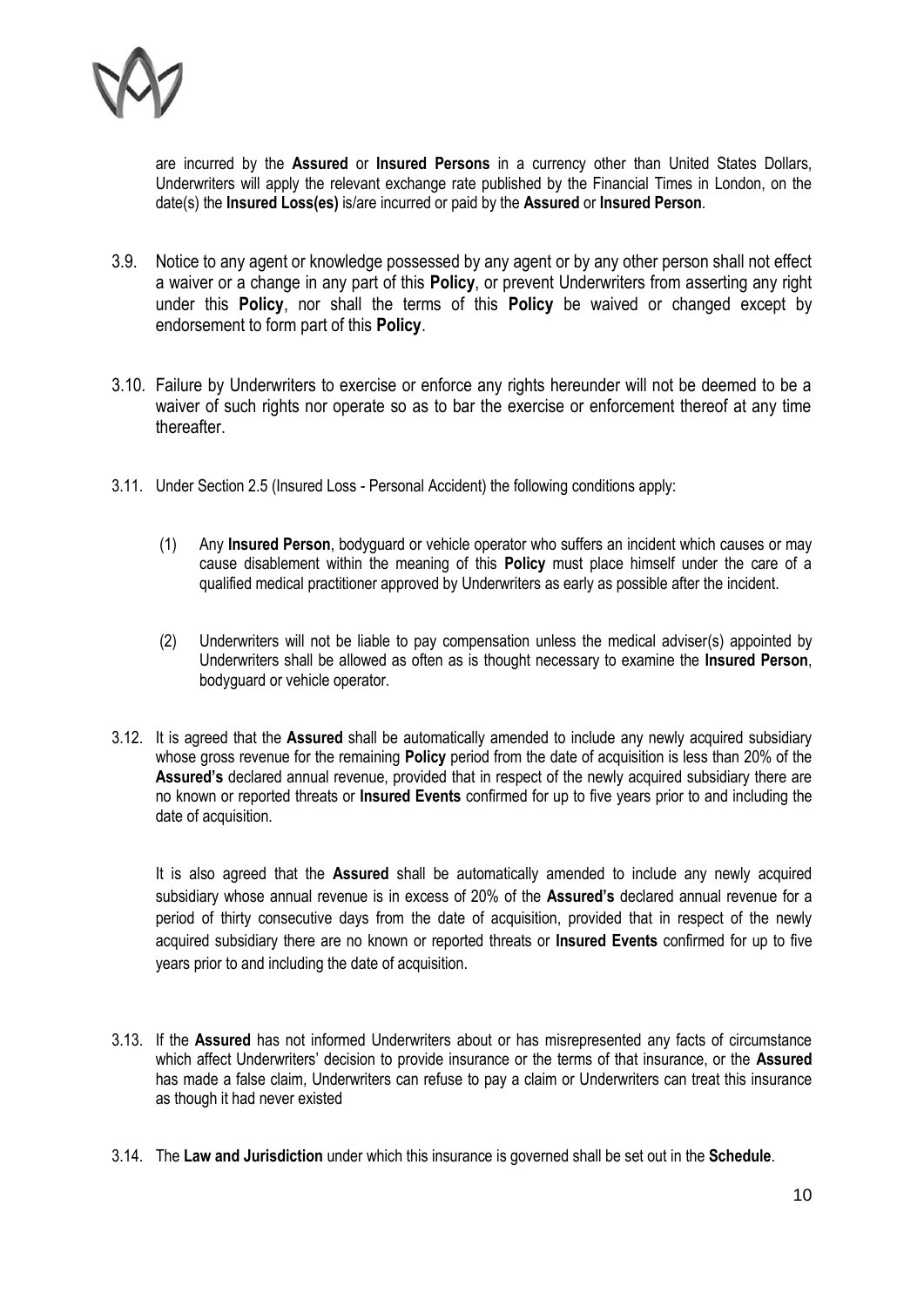are incurred by the **Assured** or **Insured Persons** in a currency other than United States Dollars, Underwriters will apply the relevant exchange rate published by the Financial Times in London, on the date(s) the **Insured Loss(es)** is/are incurred or paid by the **Assured** or **Insured Person**.

3.9. Notice to any agent or knowledge possessed by any agent or by any other person shall not effect a waiver or a change in any part of this **Policy**, or prevent Underwriters from asserting any right under this **Policy**, nor shall the terms of this **Policy** be waived or changed except by endorsement to form part of this **Policy**.

3.10. Failure by Underwriters to exercise or enforce any rights hereunder will not be deemed to be a waiver of such rights nor operate so as to bar the exercise or enforcement thereof at any time thereafter.

3.11. Under Section 2.5 (Insured Loss - Personal Accident) the following conditions apply:

(1) Any **Insured Person**, bodyguard or vehicle operator who suffers an incident which causes or may cause disablement within the meaning of this **Policy** must place himself under the care of a qualified medical practitioner approved by Underwriters as early as possible after the incident.

(2) Underwriters will not be liable to pay compensation unless the medical adviser(s) appointed by Underwriters shall be allowed as often as is thought necessary to examine the **Insured Person**, bodyguard or vehicle operator.

3.12. It is agreed that the **Assured** shall be automatically amended to include any newly acquired subsidiary whose gross revenue for the remaining **Policy** period from the date of acquisition is less than 20% of the **Assured's** declared annual revenue, provided that in respect of the newly acquired subsidiary there are no known or reported threats or **Insured Events** confirmed for up to five years prior to and including the date of acquisition.

It is also agreed that the **Assured** shall be automatically amended to include any newly acquired subsidiary whose annual revenue is in excess of 20% of the **Assured's** declared annual revenue for a period of thirty consecutive days from the date of acquisition, provided that in respect of the newly acquired subsidiary there are no known or reported threats or **Insured Events** confirmed for up to five years prior to and including the date of acquisition.

3.13. If the **Assured** has not informed Underwriters about or has misrepresented any facts of circumstance which affect Underwriters' decision to provide insurance or the terms of that insurance, or the **Assured** has made a false claim, Underwriters can refuse to pay a claim or Underwriters can treat this insurance as though it had never existed

3.14. The **Law and Jurisdiction** under which this insurance is governed shall be set out in the **Schedule**.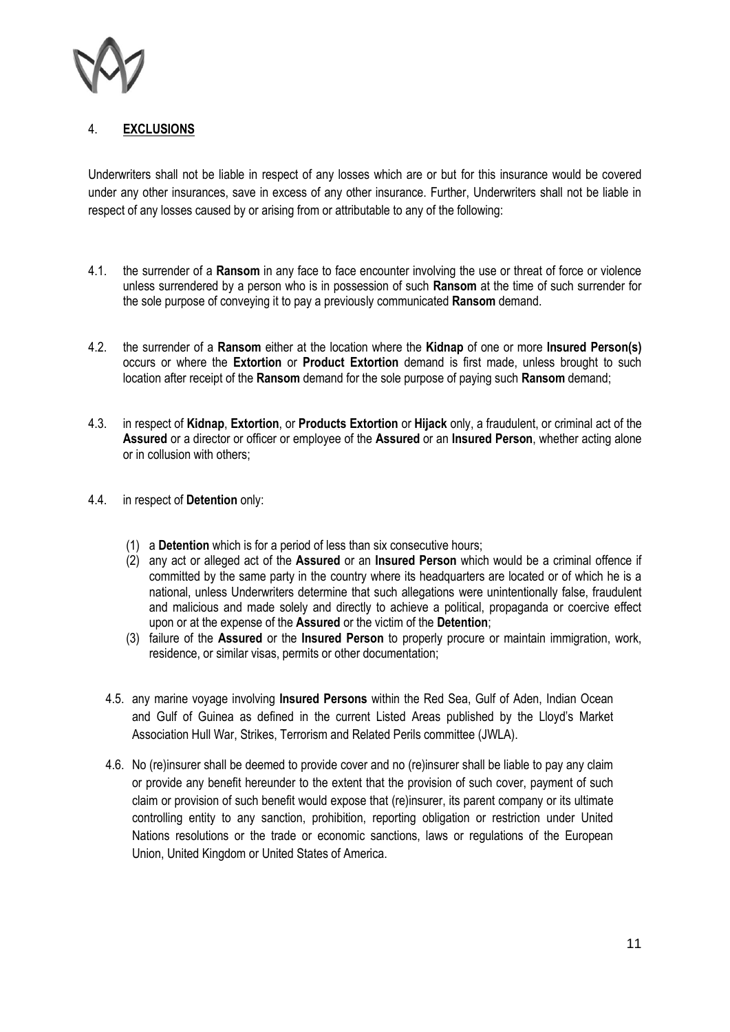## 4. **EXCLUSIONS**

Underwriters shall not be liable in respect of any losses which are or but for this insurance would be covered under any other insurances, save in excess of any other insurance. Further, Underwriters shall not be liable in respect of any losses caused by or arising from or attributable to any of the following:

4.1. the surrender of a **Ransom** in any face to face encounter involving the use or threat of force or violence unless surrendered by a person who is in possession of such **Ransom** at the time of such surrender for the sole purpose of conveying it to pay a previously communicated **Ransom** demand.

4.2. the surrender of a **Ransom** either at the location where the **Kidnap** of one or more **Insured Person(s)** occurs or where the **Extortion** or **Product Extortion** demand is first made, unless brought to such location after receipt of the **Ransom** demand for the sole purpose of paying such **Ransom** demand;

4.3. in respect of **Kidnap**, **Extortion**, or **Products Extortion** or **Hijack** only, a fraudulent, or criminal act of the **Assured** or a director or officer or employee of the **Assured** or an **Insured Person**, whether acting alone or in collusion with others;

4.4. in respect of **Detention** only:

(1) a **Detention** which is for a period of less than six consecutive hours;
(2) any act or alleged act of the **Assured** or an **Insured Person** which would be a criminal offence if committed by the same party in the country where its headquarters are located or of which he is a national, unless Underwriters determine that such allegations were unintentionally false, fraudulent and malicious and made solely and directly to achieve a political, propaganda or coercive effect upon or at the expense of the **Assured** or the victim of the **Detention**;
(3) failure of the **Assured** or the **Insured Person** to properly procure or maintain immigration, work, residence, or similar visas, permits or other documentation;

4.5. any marine voyage involving **Insured Persons** within the Red Sea, Gulf of Aden, Indian Ocean and Gulf of Guinea as defined in the current Listed Areas published by the Lloyd's Market Association Hull War, Strikes, Terrorism and Related Perils committee (JWLA).

4.6. No (re)insurer shall be deemed to provide cover and no (re)insurer shall be liable to pay any claim or provide any benefit hereunder to the extent that the provision of such cover, payment of such claim or provision of such benefit would expose that (re)insurer, its parent company or its ultimate controlling entity to any sanction, prohibition, reporting obligation or restriction under United Nations resolutions or the trade or economic sanctions, laws or regulations of the European Union, United Kingdom or United States of America.